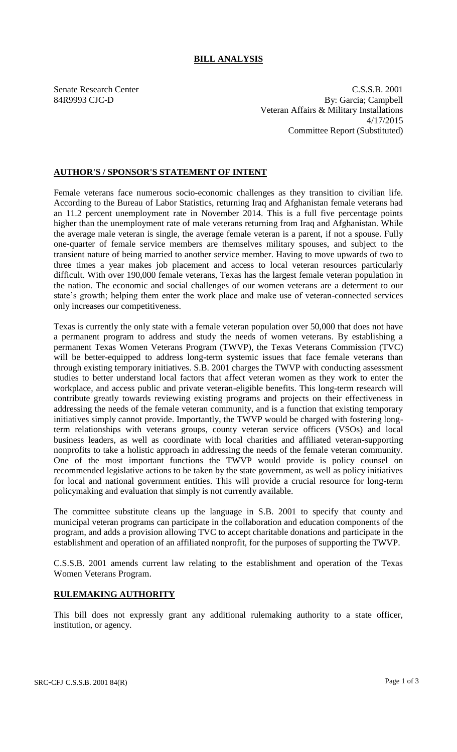# BILL ANALYSIS

Senate Research Center
84R9993 CJC-D

C.S.S.B. 2001
By: Garcia; Campbell
Veteran Affairs & Military Installations
4/17/2015
Committee Report (Substituted)

## AUTHOR'S / SPONSOR'S STATEMENT OF INTENT

Female veterans face numerous socio-economic challenges as they transition to civilian life. According to the Bureau of Labor Statistics, returning Iraq and Afghanistan female veterans had an 11.2 percent unemployment rate in November 2014. This is a full five percentage points higher than the unemployment rate of male veterans returning from Iraq and Afghanistan. While the average male veteran is single, the average female veteran is a parent, if not a spouse. Fully one-quarter of female service members are themselves military spouses, and subject to the transient nature of being married to another service member. Having to move upwards of two to three times a year makes job placement and access to local veteran resources particularly difficult. With over 190,000 female veterans, Texas has the largest female veteran population in the nation. The economic and social challenges of our women veterans are a determent to our state's growth; helping them enter the work place and make use of veteran-connected services only increases our competitiveness.

Texas is currently the only state with a female veteran population over 50,000 that does not have a permanent program to address and study the needs of women veterans. By establishing a permanent Texas Women Veterans Program (TWVP), the Texas Veterans Commission (TVC) will be better-equipped to address long-term systemic issues that face female veterans than through existing temporary initiatives. S.B. 2001 charges the TWVP with conducting assessment studies to better understand local factors that affect veteran women as they work to enter the workplace, and access public and private veteran-eligible benefits. This long-term research will contribute greatly towards reviewing existing programs and projects on their effectiveness in addressing the needs of the female veteran community, and is a function that existing temporary initiatives simply cannot provide. Importantly, the TWVP would be charged with fostering long-term relationships with veterans groups, county veteran service officers (VSOs) and local business leaders, as well as coordinate with local charities and affiliated veteran-supporting nonprofits to take a holistic approach in addressing the needs of the female veteran community. One of the most important functions the TWVP would provide is policy counsel on recommended legislative actions to be taken by the state government, as well as policy initiatives for local and national government entities. This will provide a crucial resource for long-term policymaking and evaluation that simply is not currently available.

The committee substitute cleans up the language in S.B. 2001 to specify that county and municipal veteran programs can participate in the collaboration and education components of the program, and adds a provision allowing TVC to accept charitable donations and participate in the establishment and operation of an affiliated nonprofit, for the purposes of supporting the TWVP.

C.S.S.B. 2001 amends current law relating to the establishment and operation of the Texas Women Veterans Program.

## RULEMAKING AUTHORITY

This bill does not expressly grant any additional rulemaking authority to a state officer, institution, or agency.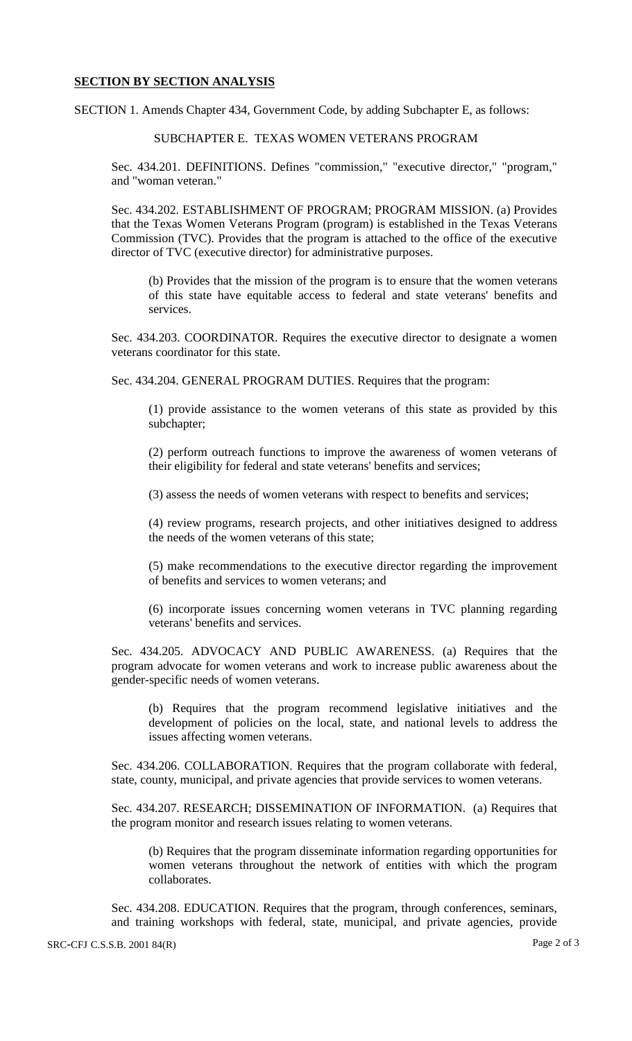## SECTION BY SECTION ANALYSIS

SECTION 1. Amends Chapter 434, Government Code, by adding Subchapter E, as follows:

SUBCHAPTER E. TEXAS WOMEN VETERANS PROGRAM

Sec. 434.201. DEFINITIONS. Defines "commission," "executive director," "program," and "woman veteran."

Sec. 434.202. ESTABLISHMENT OF PROGRAM; PROGRAM MISSION. (a) Provides that the Texas Women Veterans Program (program) is established in the Texas Veterans Commission (TVC). Provides that the program is attached to the office of the executive director of TVC (executive director) for administrative purposes.

(b) Provides that the mission of the program is to ensure that the women veterans of this state have equitable access to federal and state veterans' benefits and services.

Sec. 434.203. COORDINATOR. Requires the executive director to designate a women veterans coordinator for this state.

Sec. 434.204. GENERAL PROGRAM DUTIES. Requires that the program:

(1) provide assistance to the women veterans of this state as provided by this subchapter;

(2) perform outreach functions to improve the awareness of women veterans of their eligibility for federal and state veterans' benefits and services;

(3) assess the needs of women veterans with respect to benefits and services;

(4) review programs, research projects, and other initiatives designed to address the needs of the women veterans of this state;

(5) make recommendations to the executive director regarding the improvement of benefits and services to women veterans; and

(6) incorporate issues concerning women veterans in TVC planning regarding veterans' benefits and services.

Sec. 434.205. ADVOCACY AND PUBLIC AWARENESS. (a) Requires that the program advocate for women veterans and work to increase public awareness about the gender-specific needs of women veterans.

(b) Requires that the program recommend legislative initiatives and the development of policies on the local, state, and national levels to address the issues affecting women veterans.

Sec. 434.206. COLLABORATION. Requires that the program collaborate with federal, state, county, municipal, and private agencies that provide services to women veterans.

Sec. 434.207. RESEARCH; DISSEMINATION OF INFORMATION. (a) Requires that the program monitor and research issues relating to women veterans.

(b) Requires that the program disseminate information regarding opportunities for women veterans throughout the network of entities with which the program collaborates.

Sec. 434.208. EDUCATION. Requires that the program, through conferences, seminars, and training workshops with federal, state, municipal, and private agencies, provide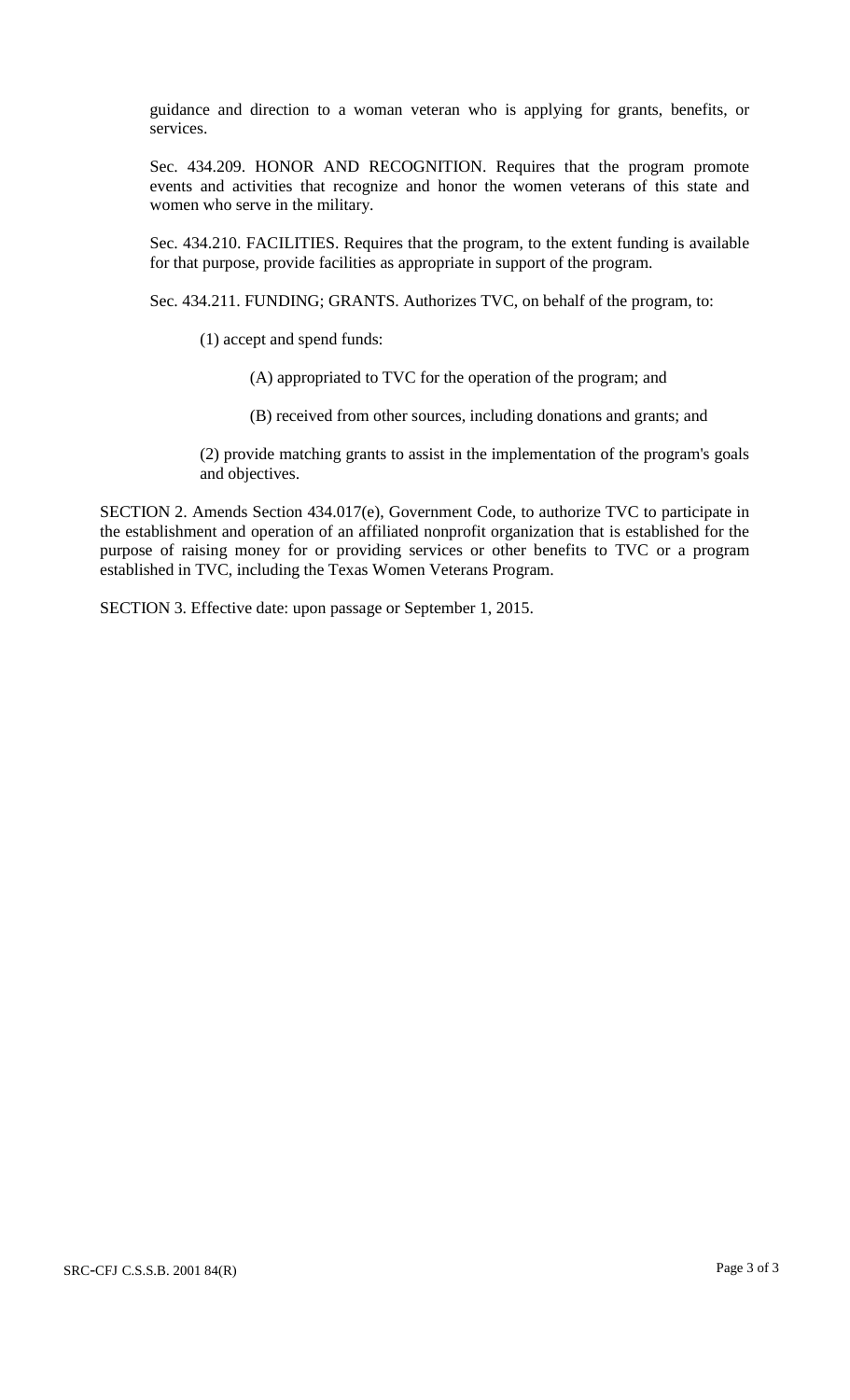guidance and direction to a woman veteran who is applying for grants, benefits, or services.

Sec. 434.209. HONOR AND RECOGNITION. Requires that the program promote events and activities that recognize and honor the women veterans of this state and women who serve in the military.

Sec. 434.210. FACILITIES. Requires that the program, to the extent funding is available for that purpose, provide facilities as appropriate in support of the program.

Sec. 434.211. FUNDING; GRANTS. Authorizes TVC, on behalf of the program, to:

(1) accept and spend funds:

(A) appropriated to TVC for the operation of the program; and

(B) received from other sources, including donations and grants; and

(2) provide matching grants to assist in the implementation of the program's goals and objectives.

SECTION 2. Amends Section 434.017(e), Government Code, to authorize TVC to participate in the establishment and operation of an affiliated nonprofit organization that is established for the purpose of raising money for or providing services or other benefits to TVC or a program established in TVC, including the Texas Women Veterans Program.

SECTION 3. Effective date: upon passage or September 1, 2015.